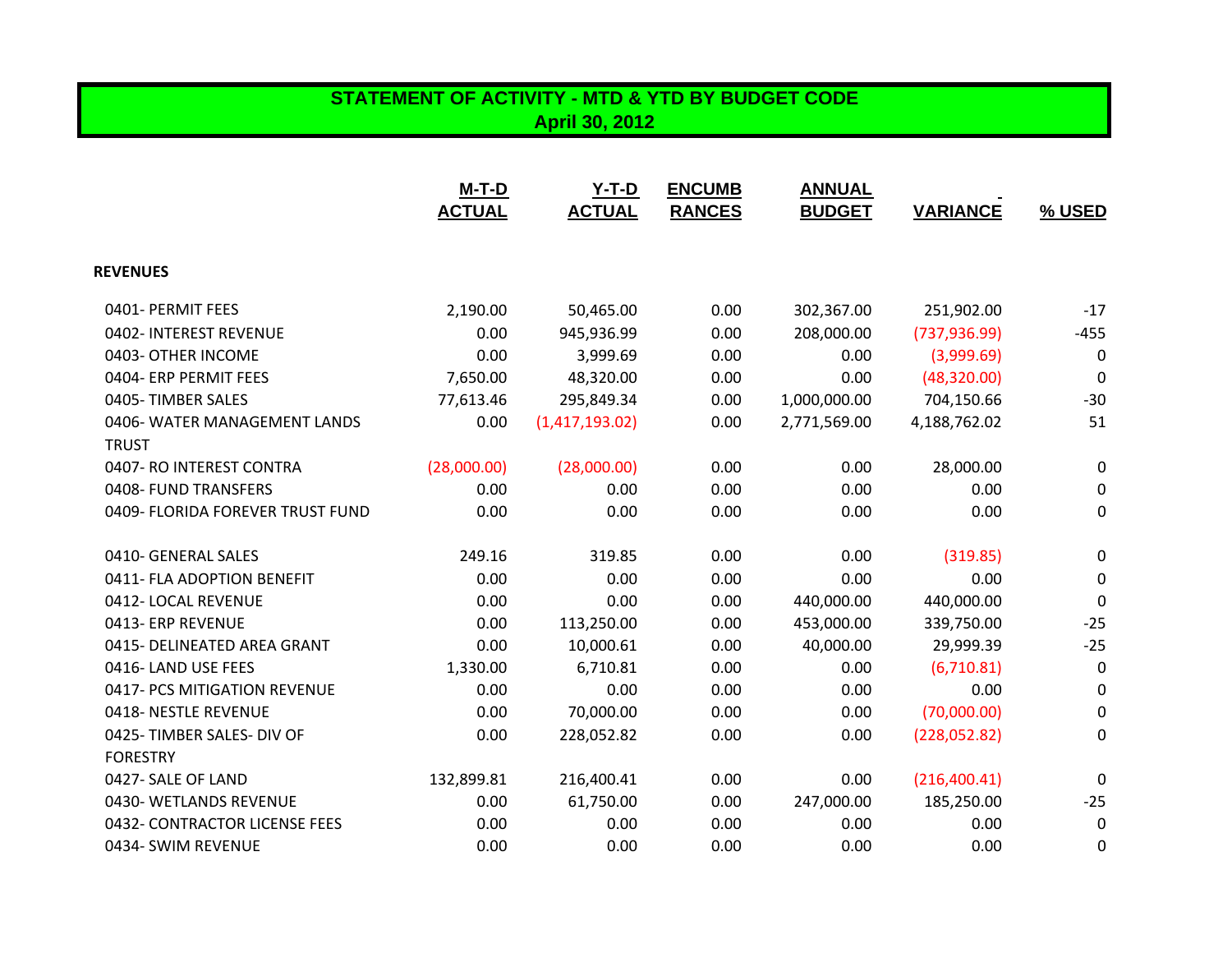# STATEMENT OF ACTIVITY - MTD & YTD BY BUDGET CODE
## April 30, 2012

| | M-T-D ACTUAL | Y-T-D ACTUAL | ENCUMB RANCES | ANNUAL BUDGET | VARIANCE | % USED |
|---|---|---|---|---|---|---|
| **REVENUES** | | | | | | |
| 0401- PERMIT FEES | 2,190.00 | 50,465.00 | 0.00 | 302,367.00 | 251,902.00 | -17 |
| 0402- INTEREST REVENUE | 0.00 | 945,936.99 | 0.00 | 208,000.00 | (737,936.99) | -455 |
| 0403- OTHER INCOME | 0.00 | 3,999.69 | 0.00 | 0.00 | (3,999.69) | 0 |
| 0404- ERP PERMIT FEES | 7,650.00 | 48,320.00 | 0.00 | 0.00 | (48,320.00) | 0 |
| 0405- TIMBER SALES | 77,613.46 | 295,849.34 | 0.00 | 1,000,000.00 | 704,150.66 | -30 |
| 0406- WATER MANAGEMENT LANDS TRUST | 0.00 | (1,417,193.02) | 0.00 | 2,771,569.00 | 4,188,762.02 | 51 |
| 0407- RO INTEREST CONTRA | (28,000.00) | (28,000.00) | 0.00 | 0.00 | 28,000.00 | 0 |
| 0408- FUND TRANSFERS | 0.00 | 0.00 | 0.00 | 0.00 | 0.00 | 0 |
| 0409- FLORIDA FOREVER TRUST FUND | 0.00 | 0.00 | 0.00 | 0.00 | 0.00 | 0 |
| 0410- GENERAL SALES | 249.16 | 319.85 | 0.00 | 0.00 | (319.85) | 0 |
| 0411- FLA ADOPTION BENEFIT | 0.00 | 0.00 | 0.00 | 0.00 | 0.00 | 0 |
| 0412- LOCAL REVENUE | 0.00 | 0.00 | 0.00 | 440,000.00 | 440,000.00 | 0 |
| 0413- ERP REVENUE | 0.00 | 113,250.00 | 0.00 | 453,000.00 | 339,750.00 | -25 |
| 0415- DELINEATED AREA GRANT | 0.00 | 10,000.61 | 0.00 | 40,000.00 | 29,999.39 | -25 |
| 0416- LAND USE FEES | 1,330.00 | 6,710.81 | 0.00 | 0.00 | (6,710.81) | 0 |
| 0417- PCS MITIGATION REVENUE | 0.00 | 0.00 | 0.00 | 0.00 | 0.00 | 0 |
| 0418- NESTLE REVENUE | 0.00 | 70,000.00 | 0.00 | 0.00 | (70,000.00) | 0 |
| 0425- TIMBER SALES- DIV OF FORESTRY | 0.00 | 228,052.82 | 0.00 | 0.00 | (228,052.82) | 0 |
| 0427- SALE OF LAND | 132,899.81 | 216,400.41 | 0.00 | 0.00 | (216,400.41) | 0 |
| 0430- WETLANDS REVENUE | 0.00 | 61,750.00 | 0.00 | 247,000.00 | 185,250.00 | -25 |
| 0432- CONTRACTOR LICENSE FEES | 0.00 | 0.00 | 0.00 | 0.00 | 0.00 | 0 |
| 0434- SWIM REVENUE | 0.00 | 0.00 | 0.00 | 0.00 | 0.00 | 0 |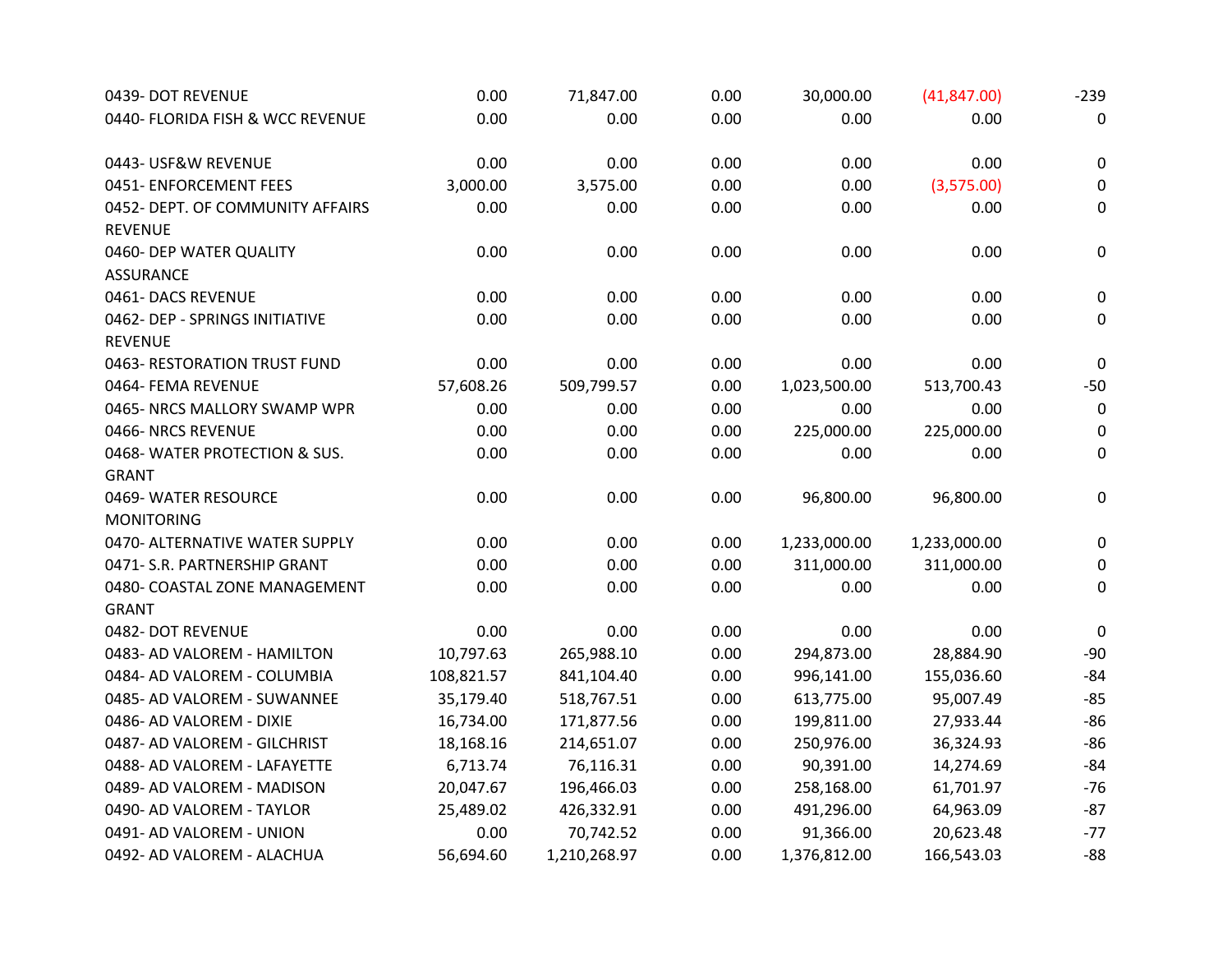| | | | | | | |
|---|---|---|---|---|---|---|
| 0439- DOT REVENUE | 0.00 | 71,847.00 | 0.00 | 30,000.00 | (41,847.00) | -239 |
| 0440- FLORIDA FISH & WCC REVENUE | 0.00 | 0.00 | 0.00 | 0.00 | 0.00 | 0 |
| 0443- USF&W REVENUE | 0.00 | 0.00 | 0.00 | 0.00 | 0.00 | 0 |
| 0451- ENFORCEMENT FEES | 3,000.00 | 3,575.00 | 0.00 | 0.00 | (3,575.00) | 0 |
| 0452- DEPT. OF COMMUNITY AFFAIRS REVENUE | 0.00 | 0.00 | 0.00 | 0.00 | 0.00 | 0 |
| 0460- DEP WATER QUALITY ASSURANCE | 0.00 | 0.00 | 0.00 | 0.00 | 0.00 | 0 |
| 0461- DACS REVENUE | 0.00 | 0.00 | 0.00 | 0.00 | 0.00 | 0 |
| 0462- DEP - SPRINGS INITIATIVE REVENUE | 0.00 | 0.00 | 0.00 | 0.00 | 0.00 | 0 |
| 0463- RESTORATION TRUST FUND | 0.00 | 0.00 | 0.00 | 0.00 | 0.00 | 0 |
| 0464- FEMA REVENUE | 57,608.26 | 509,799.57 | 0.00 | 1,023,500.00 | 513,700.43 | -50 |
| 0465- NRCS MALLORY SWAMP WPR | 0.00 | 0.00 | 0.00 | 0.00 | 0.00 | 0 |
| 0466- NRCS REVENUE | 0.00 | 0.00 | 0.00 | 225,000.00 | 225,000.00 | 0 |
| 0468- WATER PROTECTION & SUS. GRANT | 0.00 | 0.00 | 0.00 | 0.00 | 0.00 | 0 |
| 0469- WATER RESOURCE MONITORING | 0.00 | 0.00 | 0.00 | 96,800.00 | 96,800.00 | 0 |
| 0470- ALTERNATIVE WATER SUPPLY | 0.00 | 0.00 | 0.00 | 1,233,000.00 | 1,233,000.00 | 0 |
| 0471- S.R. PARTNERSHIP GRANT | 0.00 | 0.00 | 0.00 | 311,000.00 | 311,000.00 | 0 |
| 0480- COASTAL ZONE MANAGEMENT GRANT | 0.00 | 0.00 | 0.00 | 0.00 | 0.00 | 0 |
| 0482- DOT REVENUE | 0.00 | 0.00 | 0.00 | 0.00 | 0.00 | 0 |
| 0483- AD VALOREM - HAMILTON | 10,797.63 | 265,988.10 | 0.00 | 294,873.00 | 28,884.90 | -90 |
| 0484- AD VALOREM - COLUMBIA | 108,821.57 | 841,104.40 | 0.00 | 996,141.00 | 155,036.60 | -84 |
| 0485- AD VALOREM - SUWANNEE | 35,179.40 | 518,767.51 | 0.00 | 613,775.00 | 95,007.49 | -85 |
| 0486- AD VALOREM - DIXIE | 16,734.00 | 171,877.56 | 0.00 | 199,811.00 | 27,933.44 | -86 |
| 0487- AD VALOREM - GILCHRIST | 18,168.16 | 214,651.07 | 0.00 | 250,976.00 | 36,324.93 | -86 |
| 0488- AD VALOREM - LAFAYETTE | 6,713.74 | 76,116.31 | 0.00 | 90,391.00 | 14,274.69 | -84 |
| 0489- AD VALOREM - MADISON | 20,047.67 | 196,466.03 | 0.00 | 258,168.00 | 61,701.97 | -76 |
| 0490- AD VALOREM - TAYLOR | 25,489.02 | 426,332.91 | 0.00 | 491,296.00 | 64,963.09 | -87 |
| 0491- AD VALOREM - UNION | 0.00 | 70,742.52 | 0.00 | 91,366.00 | 20,623.48 | -77 |
| 0492- AD VALOREM - ALACHUA | 56,694.60 | 1,210,268.97 | 0.00 | 1,376,812.00 | 166,543.03 | -88 |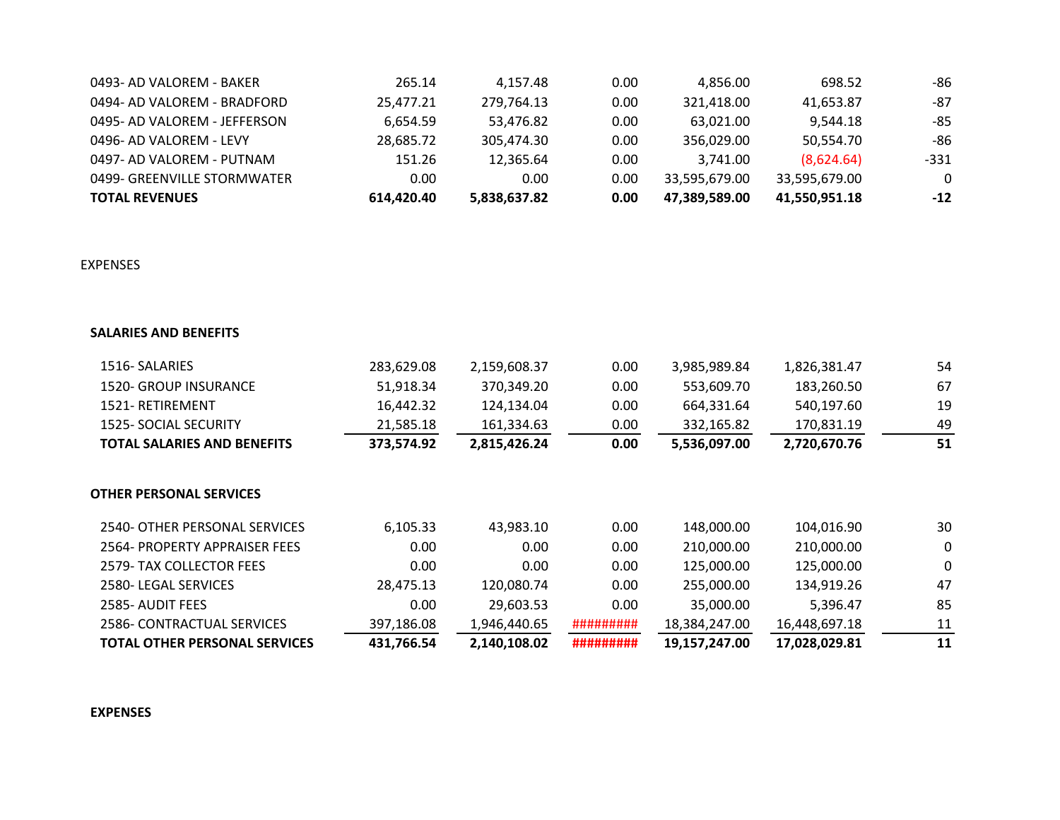| | | | | | | |
|---|---|---|---|---|---|---|
| 0493- AD VALOREM - BAKER | 265.14 | 4,157.48 | 0.00 | 4,856.00 | 698.52 | -86 |
| 0494- AD VALOREM - BRADFORD | 25,477.21 | 279,764.13 | 0.00 | 321,418.00 | 41,653.87 | -87 |
| 0495- AD VALOREM - JEFFERSON | 6,654.59 | 53,476.82 | 0.00 | 63,021.00 | 9,544.18 | -85 |
| 0496- AD VALOREM - LEVY | 28,685.72 | 305,474.30 | 0.00 | 356,029.00 | 50,554.70 | -86 |
| 0497- AD VALOREM - PUTNAM | 151.26 | 12,365.64 | 0.00 | 3,741.00 | (8,624.64) | -331 |
| 0499- GREENVILLE STORMWATER | 0.00 | 0.00 | 0.00 | 33,595,679.00 | 33,595,679.00 | 0 |
| **TOTAL REVENUES** | **614,420.40** | **5,838,637.82** | **0.00** | **47,389,589.00** | **41,550,951.18** | **-12** |

EXPENSES

**SALARIES AND BENEFITS**

| | | | | | | |
|---|---|---|---|---|---|---|
| 1516- SALARIES | 283,629.08 | 2,159,608.37 | 0.00 | 3,985,989.84 | 1,826,381.47 | 54 |
| 1520- GROUP INSURANCE | 51,918.34 | 370,349.20 | 0.00 | 553,609.70 | 183,260.50 | 67 |
| 1521- RETIREMENT | 16,442.32 | 124,134.04 | 0.00 | 664,331.64 | 540,197.60 | 19 |
| 1525- SOCIAL SECURITY | 21,585.18 | 161,334.63 | 0.00 | 332,165.82 | 170,831.19 | 49 |
| **TOTAL SALARIES AND BENEFITS** | **373,574.92** | **2,815,426.24** | **0.00** | **5,536,097.00** | **2,720,670.76** | **51** |

**OTHER PERSONAL SERVICES**

| | | | | | | |
|---|---|---|---|---|---|---|
| 2540- OTHER PERSONAL SERVICES | 6,105.33 | 43,983.10 | 0.00 | 148,000.00 | 104,016.90 | 30 |
| 2564- PROPERTY APPRAISER FEES | 0.00 | 0.00 | 0.00 | 210,000.00 | 210,000.00 | 0 |
| 2579- TAX COLLECTOR FEES | 0.00 | 0.00 | 0.00 | 125,000.00 | 125,000.00 | 0 |
| 2580- LEGAL SERVICES | 28,475.13 | 120,080.74 | 0.00 | 255,000.00 | 134,919.26 | 47 |
| 2585- AUDIT FEES | 0.00 | 29,603.53 | 0.00 | 35,000.00 | 5,396.47 | 85 |
| 2586- CONTRACTUAL SERVICES | 397,186.08 | 1,946,440.65 | ######### | 18,384,247.00 | 16,448,697.18 | 11 |
| **TOTAL OTHER PERSONAL SERVICES** | **431,766.54** | **2,140,108.02** | **#########** | **19,157,247.00** | **17,028,029.81** | **11** |

**EXPENSES**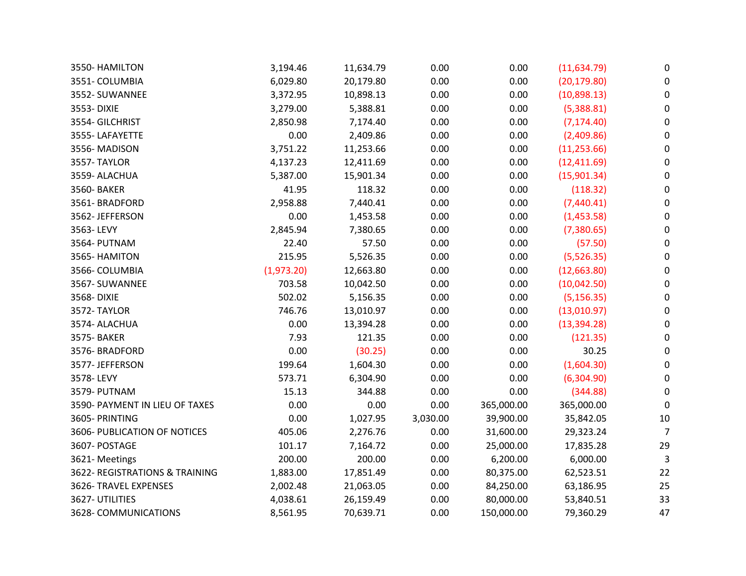| | | | | | | |
|---|---|---|---|---|---|---|
| 3550- HAMILTON | 3,194.46 | 11,634.79 | 0.00 | 0.00 | (11,634.79) | 0 |
| 3551- COLUMBIA | 6,029.80 | 20,179.80 | 0.00 | 0.00 | (20,179.80) | 0 |
| 3552- SUWANNEE | 3,372.95 | 10,898.13 | 0.00 | 0.00 | (10,898.13) | 0 |
| 3553- DIXIE | 3,279.00 | 5,388.81 | 0.00 | 0.00 | (5,388.81) | 0 |
| 3554- GILCHRIST | 2,850.98 | 7,174.40 | 0.00 | 0.00 | (7,174.40) | 0 |
| 3555- LAFAYETTE | 0.00 | 2,409.86 | 0.00 | 0.00 | (2,409.86) | 0 |
| 3556- MADISON | 3,751.22 | 11,253.66 | 0.00 | 0.00 | (11,253.66) | 0 |
| 3557- TAYLOR | 4,137.23 | 12,411.69 | 0.00 | 0.00 | (12,411.69) | 0 |
| 3559- ALACHUA | 5,387.00 | 15,901.34 | 0.00 | 0.00 | (15,901.34) | 0 |
| 3560- BAKER | 41.95 | 118.32 | 0.00 | 0.00 | (118.32) | 0 |
| 3561- BRADFORD | 2,958.88 | 7,440.41 | 0.00 | 0.00 | (7,440.41) | 0 |
| 3562- JEFFERSON | 0.00 | 1,453.58 | 0.00 | 0.00 | (1,453.58) | 0 |
| 3563- LEVY | 2,845.94 | 7,380.65 | 0.00 | 0.00 | (7,380.65) | 0 |
| 3564- PUTNAM | 22.40 | 57.50 | 0.00 | 0.00 | (57.50) | 0 |
| 3565- HAMITON | 215.95 | 5,526.35 | 0.00 | 0.00 | (5,526.35) | 0 |
| 3566- COLUMBIA | (1,973.20) | 12,663.80 | 0.00 | 0.00 | (12,663.80) | 0 |
| 3567- SUWANNEE | 703.58 | 10,042.50 | 0.00 | 0.00 | (10,042.50) | 0 |
| 3568- DIXIE | 502.02 | 5,156.35 | 0.00 | 0.00 | (5,156.35) | 0 |
| 3572- TAYLOR | 746.76 | 13,010.97 | 0.00 | 0.00 | (13,010.97) | 0 |
| 3574- ALACHUA | 0.00 | 13,394.28 | 0.00 | 0.00 | (13,394.28) | 0 |
| 3575- BAKER | 7.93 | 121.35 | 0.00 | 0.00 | (121.35) | 0 |
| 3576- BRADFORD | 0.00 | (30.25) | 0.00 | 0.00 | 30.25 | 0 |
| 3577- JEFFERSON | 199.64 | 1,604.30 | 0.00 | 0.00 | (1,604.30) | 0 |
| 3578- LEVY | 573.71 | 6,304.90 | 0.00 | 0.00 | (6,304.90) | 0 |
| 3579- PUTNAM | 15.13 | 344.88 | 0.00 | 0.00 | (344.88) | 0 |
| 3590- PAYMENT IN LIEU OF TAXES | 0.00 | 0.00 | 0.00 | 365,000.00 | 365,000.00 | 0 |
| 3605- PRINTING | 0.00 | 1,027.95 | 3,030.00 | 39,900.00 | 35,842.05 | 10 |
| 3606- PUBLICATION OF NOTICES | 405.06 | 2,276.76 | 0.00 | 31,600.00 | 29,323.24 | 7 |
| 3607- POSTAGE | 101.17 | 7,164.72 | 0.00 | 25,000.00 | 17,835.28 | 29 |
| 3621- Meetings | 200.00 | 200.00 | 0.00 | 6,200.00 | 6,000.00 | 3 |
| 3622- REGISTRATIONS & TRAINING | 1,883.00 | 17,851.49 | 0.00 | 80,375.00 | 62,523.51 | 22 |
| 3626- TRAVEL EXPENSES | 2,002.48 | 21,063.05 | 0.00 | 84,250.00 | 63,186.95 | 25 |
| 3627- UTILITIES | 4,038.61 | 26,159.49 | 0.00 | 80,000.00 | 53,840.51 | 33 |
| 3628- COMMUNICATIONS | 8,561.95 | 70,639.71 | 0.00 | 150,000.00 | 79,360.29 | 47 |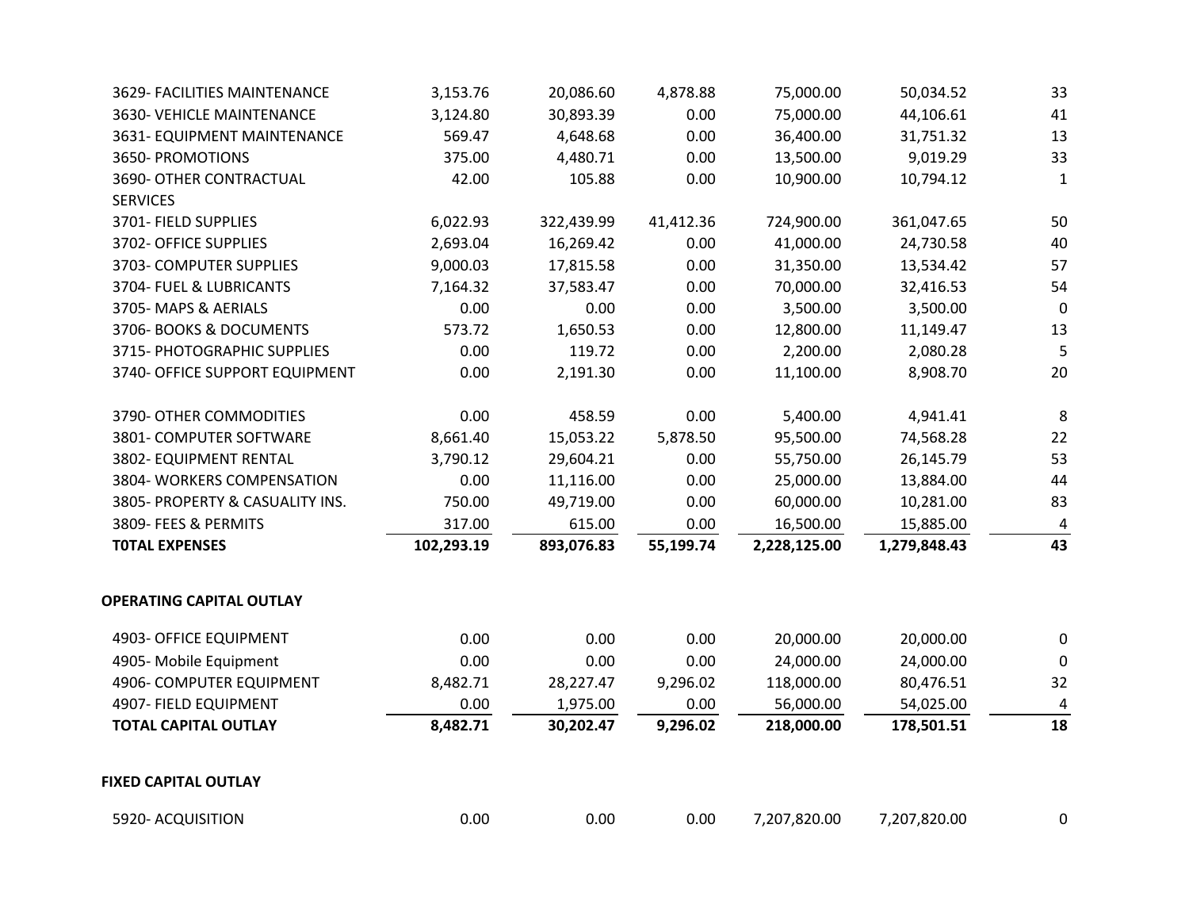| | | | | | | |
|---|---|---|---|---|---|---|
| 3629- FACILITIES MAINTENANCE | 3,153.76 | 20,086.60 | 4,878.88 | 75,000.00 | 50,034.52 | 33 |
| 3630- VEHICLE MAINTENANCE | 3,124.80 | 30,893.39 | 0.00 | 75,000.00 | 44,106.61 | 41 |
| 3631- EQUIPMENT MAINTENANCE | 569.47 | 4,648.68 | 0.00 | 36,400.00 | 31,751.32 | 13 |
| 3650- PROMOTIONS | 375.00 | 4,480.71 | 0.00 | 13,500.00 | 9,019.29 | 33 |
| 3690- OTHER CONTRACTUAL SERVICES | 42.00 | 105.88 | 0.00 | 10,900.00 | 10,794.12 | 1 |
| 3701- FIELD SUPPLIES | 6,022.93 | 322,439.99 | 41,412.36 | 724,900.00 | 361,047.65 | 50 |
| 3702- OFFICE SUPPLIES | 2,693.04 | 16,269.42 | 0.00 | 41,000.00 | 24,730.58 | 40 |
| 3703- COMPUTER SUPPLIES | 9,000.03 | 17,815.58 | 0.00 | 31,350.00 | 13,534.42 | 57 |
| 3704- FUEL & LUBRICANTS | 7,164.32 | 37,583.47 | 0.00 | 70,000.00 | 32,416.53 | 54 |
| 3705- MAPS & AERIALS | 0.00 | 0.00 | 0.00 | 3,500.00 | 3,500.00 | 0 |
| 3706- BOOKS & DOCUMENTS | 573.72 | 1,650.53 | 0.00 | 12,800.00 | 11,149.47 | 13 |
| 3715- PHOTOGRAPHIC SUPPLIES | 0.00 | 119.72 | 0.00 | 2,200.00 | 2,080.28 | 5 |
| 3740- OFFICE SUPPORT EQUIPMENT | 0.00 | 2,191.30 | 0.00 | 11,100.00 | 8,908.70 | 20 |
| 3790- OTHER COMMODITIES | 0.00 | 458.59 | 0.00 | 5,400.00 | 4,941.41 | 8 |
| 3801- COMPUTER SOFTWARE | 8,661.40 | 15,053.22 | 5,878.50 | 95,500.00 | 74,568.28 | 22 |
| 3802- EQUIPMENT RENTAL | 3,790.12 | 29,604.21 | 0.00 | 55,750.00 | 26,145.79 | 53 |
| 3804- WORKERS COMPENSATION | 0.00 | 11,116.00 | 0.00 | 25,000.00 | 13,884.00 | 44 |
| 3805- PROPERTY & CASUALITY INS. | 750.00 | 49,719.00 | 0.00 | 60,000.00 | 10,281.00 | 83 |
| 3809- FEES & PERMITS | 317.00 | 615.00 | 0.00 | 16,500.00 | 15,885.00 | 4 |
| **T0TAL EXPENSES** | **102,293.19** | **893,076.83** | **55,199.74** | **2,228,125.00** | **1,279,848.43** | **43** |
| | | | | | | |
| **OPERATING CAPITAL OUTLAY** | | | | | | |
| 4903- OFFICE EQUIPMENT | 0.00 | 0.00 | 0.00 | 20,000.00 | 20,000.00 | 0 |
| 4905- Mobile Equipment | 0.00 | 0.00 | 0.00 | 24,000.00 | 24,000.00 | 0 |
| 4906- COMPUTER EQUIPMENT | 8,482.71 | 28,227.47 | 9,296.02 | 118,000.00 | 80,476.51 | 32 |
| 4907- FIELD EQUIPMENT | 0.00 | 1,975.00 | 0.00 | 56,000.00 | 54,025.00 | 4 |
| **TOTAL CAPITAL OUTLAY** | **8,482.71** | **30,202.47** | **9,296.02** | **218,000.00** | **178,501.51** | **18** |
| | | | | | | |
| **FIXED CAPITAL OUTLAY** | | | | | | |
| 5920- ACQUISITION | 0.00 | 0.00 | 0.00 | 7,207,820.00 | 7,207,820.00 | 0 |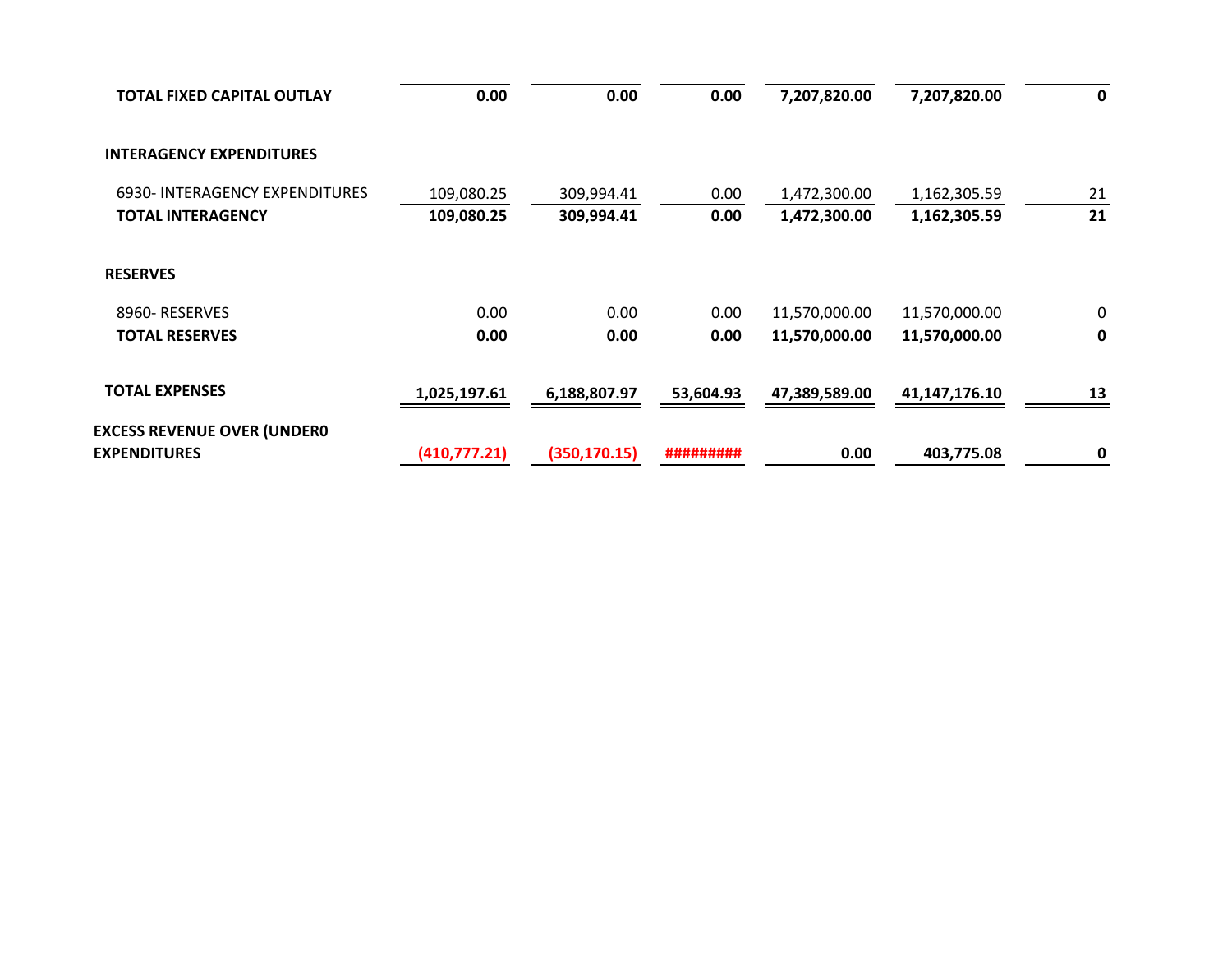| | | | | | | |
|---|---|---|---|---|---|---|
| **TOTAL FIXED CAPITAL OUTLAY** | **0.00** | **0.00** | **0.00** | **7,207,820.00** | **7,207,820.00** | **0** |
| **INTERAGENCY EXPENDITURES** | | | | | | |
| 6930- INTERAGENCY EXPENDITURES | 109,080.25 | 309,994.41 | 0.00 | 1,472,300.00 | 1,162,305.59 | 21 |
| **TOTAL INTERAGENCY** | **109,080.25** | **309,994.41** | **0.00** | **1,472,300.00** | **1,162,305.59** | **21** |
| **RESERVES** | | | | | | |
| 8960- RESERVES | 0.00 | 0.00 | 0.00 | 11,570,000.00 | 11,570,000.00 | 0 |
| **TOTAL RESERVES** | **0.00** | **0.00** | **0.00** | **11,570,000.00** | **11,570,000.00** | **0** |
| **TOTAL EXPENSES** | **1,025,197.61** | **6,188,807.97** | **53,604.93** | **47,389,589.00** | **41,147,176.10** | **13** |
| **EXCESS REVENUE OVER (UNDER0 EXPENDITURES** | **(410,777.21)** | **(350,170.15)** | **#########** | **0.00** | **403,775.08** | **0** |